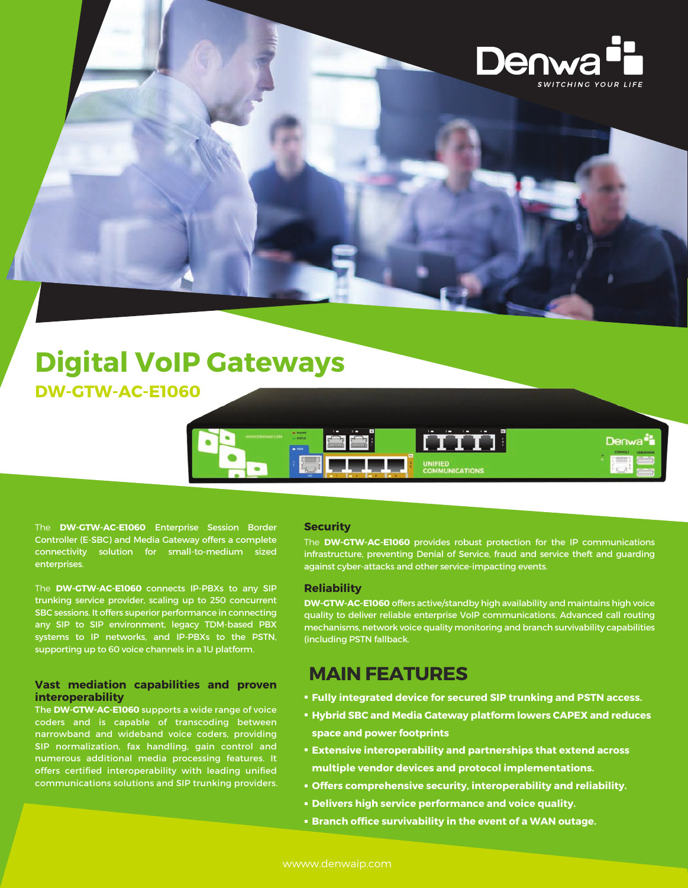# Digital VoIP Gateways

## DW-GTW-AC-E1060

The **DW-GTW-AC-E1060** Enterprise Session Border Controller (E-SBC) and Media Gateway offers a complete connectivity solution for small-to-medium sized enterprises.

The **DW-GTW-AC-E1060** connects IP-PBXs to any SIP trunking service provider, scaling up to 250 concurrent SBC sessions. It offers superior performance in connecting any SIP to SIP environment, legacy TDM-based PBX systems to IP networks, and IP-PBXs to the PSTN, supporting up to 60 voice channels in a 1U platform.

### Vast mediation capabilities and proven interoperability

The **DW-GTW-AC-E1060** supports a wide range of voice coders and is capable of transcoding between narrowband and wideband voice coders, providing SIP normalization, fax handling, gain control and numerous additional media processing features. It offers certified interoperability with leading unified communications solutions and SIP trunking providers.

### Security

The **DW-GTW-AC-E1060** provides robust protection for the IP communications infrastructure, preventing Denial of Service, fraud and service theft and guarding against cyber-attacks and other service-impacting events.

### Reliability

**DW-GTW-AC-E1060** offers active/standby high availability and maintains high voice quality to deliver reliable enterprise VoIP communications. Advanced call routing mechanisms, network voice quality monitoring and branch survivability capabilities (including PSTN fallback.

## MAIN FEATURES

- **Fully integrated device for secured SIP trunking and PSTN access.**
- **Hybrid SBC and Media Gateway platform lowers CAPEX and reduces space and power footprints**
- **Extensive interoperability and partnerships that extend across multiple vendor devices and protocol implementations.**
- **Offers comprehensive security, interoperability and reliability.**
- **Delivers high service performance and voice quality.**
- **Branch office survivability in the event of a WAN outage.**

wwww.denwaip.com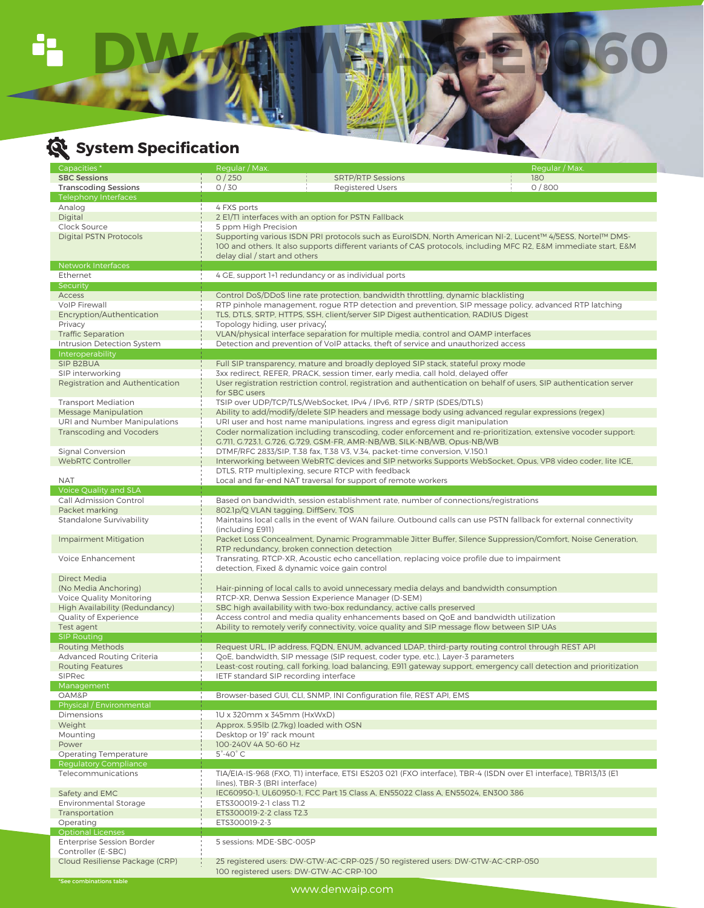# DW-GTW-AC-E1060

## System Specification

| Capacities * | Regular / Max. | | Regular / Max. |
|---|---|---|---|
| **SBC Sessions** | 0 / 250 | SRTP/RTP Sessions | 180 |
| **Transcoding Sessions** | 0 / 30 | Registered Users | 0 / 800 |

| | |
|---|---|
| **Telephony Interfaces** | |
| Analog | 4 FXS ports |
| Digital | 2 E1/T1 interfaces with an option for PSTN Fallback |
| Clock Source | 5 ppm High Precision |
| Digital PSTN Protocols | Supporting various ISDN PRI protocols such as EuroISDN, North American NI-2, Lucent™ 4/5ESS, Nortel™ DMS-100 and others. It also supports different variants of CAS protocols, including MFC R2, E&M immediate start, E&M delay dial / start and others |
| **Network Interfaces** | |
| Ethernet | 4 GE, support 1+1 redundancy or as individual ports |
| **Security** | |
| Access | Control DoS/DDoS line rate protection, bandwidth throttling, dynamic blacklisting |
| VoIP Firewall | RTP pinhole management, rogue RTP detection and prevention, SIP message policy, advanced RTP latching |
| Encryption/Authentication | TLS, DTLS, SRTP, HTTPS, SSH, client/server SIP Digest authentication, RADIUS Digest |
| Privacy | Topology hiding, user privacy |
| Traffic Separation | VLAN/physical interface separation for multiple media, control and OAMP interfaces |
| Intrusion Detection System | Detection and prevention of VoIP attacks, theft of service and unauthorized access |
| **Interoperability** | |
| SIP B2BUA | Full SIP transparency, mature and broadly deployed SIP stack, stateful proxy mode |
| SIP interworking | 3xx redirect, REFER, PRACK, session timer, early media, call hold, delayed offer |
| Registration and Authentication | User registration restriction control, registration and authentication on behalf of users, SIP authentication server for SBC users |
| Transport Mediation | TSIP over UDP/TCP/TLS/WebSocket, IPv4 / IPv6, RTP / SRTP (SDES/DTLS) |
| Message Manipulation | Ability to add/modify/delete SIP headers and message body using advanced regular expressions (regex) |
| URI and Number Manipulations | URI user and host name manipulations, ingress and egress digit manipulation |
| Transcoding and Vocoders | Coder normalization including transcoding, coder enforcement and re-prioritization, extensive vocoder support: G.711, G.723.1, G.726, G.729, GSM-FR, AMR-NB/WB, SILK-NB/WB, Opus-NB/WB |
| Signal Conversion | DTMF/RFC 2833/SIP, T.38 fax, T.38 V3, V.34, packet-time conversion, V.150.1 |
| WebRTC Controller | Interworking between WebRTC devices and SIP networks Supports WebSocket, Opus, VP8 video coder, lite ICE, DTLS, RTP multiplexing, secure RTCP with feedback |
| NAT | Local and far-end NAT traversal for support of remote workers |
| **Voice Quality and SLA** | |
| Call Admission Control | Based on bandwidth, session establishment rate, number of connections/registrations |
| Packet marking | 802.1p/Q VLAN tagging, DiffServ, TOS |
| Standalone Survivability | Maintains local calls in the event of WAN failure. Outbound calls can use PSTN fallback for external connectivity (including E911) |
| Impairment Mitigation | Packet Loss Concealment, Dynamic Programmable Jitter Buffer, Silence Suppression/Comfort, Noise Generation, RTP redundancy, broken connection detection |
| Voice Enhancement | Transrating, RTCP-XR, Acoustic echo cancellation, replacing voice profile due to impairment detection, Fixed & dynamic voice gain control |
| Direct Media (No Media Anchoring) | Hair-pinning of local calls to avoid unnecessary media delays and bandwidth consumption |
| Voice Quality Monitoring | RTCP-XR, Denwa Session Experience Manager (D-SEM) |
| High Availability (Redundancy) | SBC high availability with two-box redundancy, active calls preserved |
| Quality of Experience | Access control and media quality enhancements based on QoE and bandwidth utilization |
| Test agent | Ability to remotely verify connectivity, voice quality and SIP message flow between SIP UAs |
| **SIP Routing** | |
| Routing Methods | Request URL, IP address, FQDN, ENUM, advanced LDAP, third-party routing control through REST API |
| Advanced Routing Criteria | QoE, bandwidth, SIP message (SIP request, coder type, etc.), Layer-3 parameters |
| Routing Features | Least-cost routing, call forking, load balancing, E911 gateway support, emergency call detection and prioritization |
| SIPRec | IETF standard SIP recording interface |
| **Management** | |
| OAM&P | Browser-based GUI, CLI, SNMP, INI Configuration file, REST API, EMS |
| **Physical / Environmental** | |
| Dimensions | 1U x 320mm x 345mm (HxWxD) |
| Weight | Approx. 5.95lb (2.7kg) loaded with OSN |
| Mounting | Desktop or 19" rack mount |
| Power | 100-240V 4A 50-60 Hz |
| Operating Temperature | 5°-40° C |
| **Regulatory Compliance** | |
| Telecommunications | TIA/EIA-IS-968 (FXO, T1) interface, ETSI ES203 021 (FXO interface), TBR-4 (ISDN over E1 interface), TBR13/13 (E1 lines), TBR-3 (BRI interface) |
| Safety and EMC | IEC60950-1, UL60950-1, FCC Part 15 Class A, EN55022 Class A, EN55024, EN300 386 |
| Environmental Storage | ETS300019-2-1 class T1.2 |
| Transportation | ETS300019-2-2 class T2.3 |
| Operating | ETS300019-2-3 |
| **Optional Licenses** | |
| Enterprise Session Border Controller (E-SBC) | 5 sessions: MDE-SBC-005P |
| Cloud Resiliense Package (CRP) | 25 registered users: DW-GTW-AC-CRP-025 / 50 registered users: DW-GTW-AC-CRP-050<br>100 registered users: DW-GTW-AC-CRP-100 |

*See combinations table

www.denwaip.com